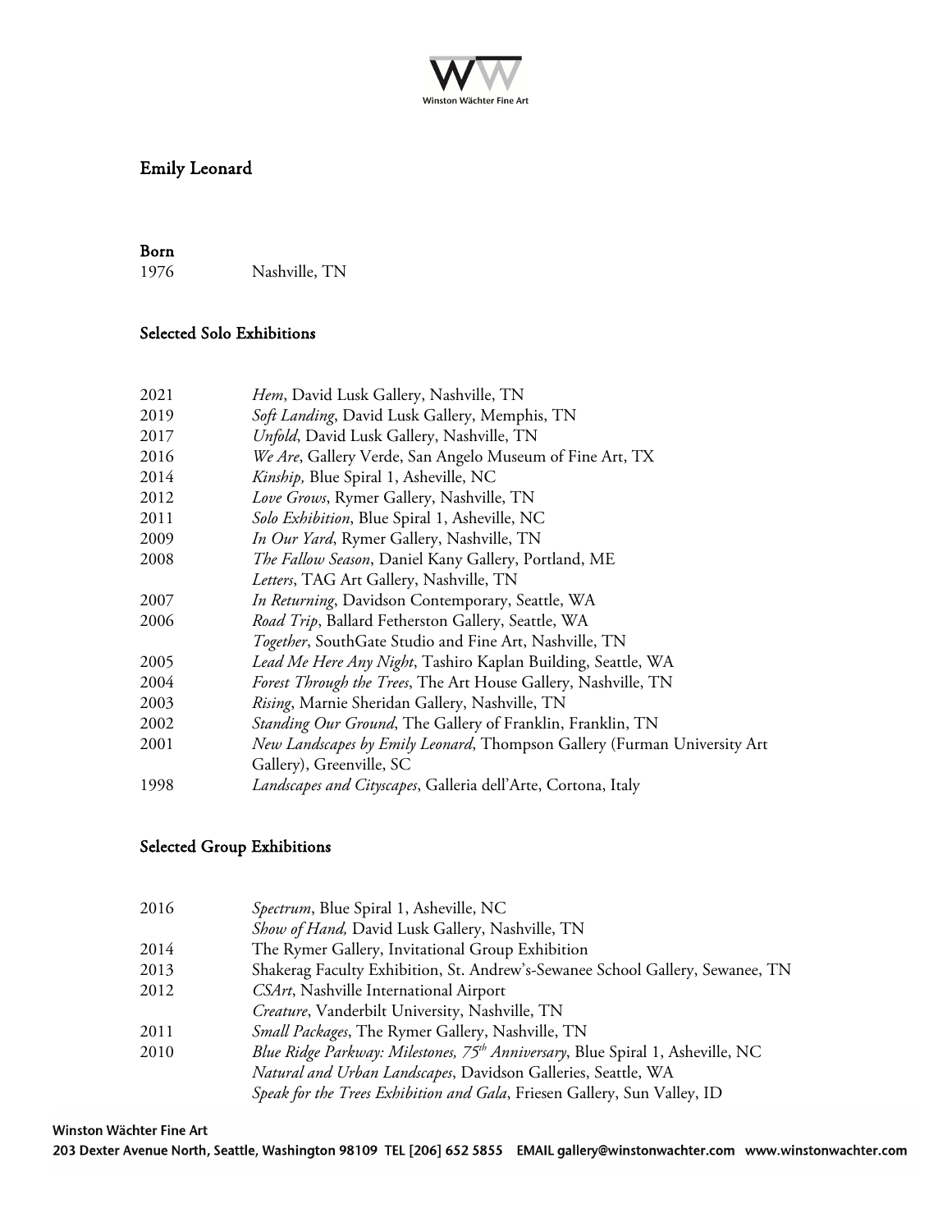# Emily Leonard

## Born

1976 Nashville, TN

## Selected Solo Exhibitions

2021 *Hem*, David Lusk Gallery, Nashville, TN
2019 *Soft Landing*, David Lusk Gallery, Memphis, TN
2017 *Unfold*, David Lusk Gallery, Nashville, TN
2016 *We Are*, Gallery Verde, San Angelo Museum of Fine Art, TX
2014 *Kinship,* Blue Spiral 1, Asheville, NC
2012 *Love Grows*, Rymer Gallery, Nashville, TN
2011 *Solo Exhibition*, Blue Spiral 1, Asheville, NC
2009 *In Our Yard*, Rymer Gallery, Nashville, TN
2008 *The Fallow Season*, Daniel Kany Gallery, Portland, ME
*Letters*, TAG Art Gallery, Nashville, TN
2007 *In Returning*, Davidson Contemporary, Seattle, WA
2006 *Road Trip*, Ballard Fetherston Gallery, Seattle, WA
*Together*, SouthGate Studio and Fine Art, Nashville, TN
2005 *Lead Me Here Any Night*, Tashiro Kaplan Building, Seattle, WA
2004 *Forest Through the Trees*, The Art House Gallery, Nashville, TN
2003 *Rising*, Marnie Sheridan Gallery, Nashville, TN
2002 *Standing Our Ground*, The Gallery of Franklin, Franklin, TN
2001 *New Landscapes by Emily Leonard*, Thompson Gallery (Furman University Art Gallery), Greenville, SC
1998 *Landscapes and Cityscapes*, Galleria dell'Arte, Cortona, Italy

## Selected Group Exhibitions

2016 *Spectrum*, Blue Spiral 1, Asheville, NC
*Show of Hand,* David Lusk Gallery, Nashville, TN
2014 The Rymer Gallery, Invitational Group Exhibition
2013 Shakerag Faculty Exhibition, St. Andrew's-Sewanee School Gallery, Sewanee, TN
2012 *CSArt*, Nashville International Airport
*Creature*, Vanderbilt University, Nashville, TN
2011 *Small Packages*, The Rymer Gallery, Nashville, TN
2010 *Blue Ridge Parkway: Milestones, 75th Anniversary*, Blue Spiral 1, Asheville, NC
*Natural and Urban Landscapes*, Davidson Galleries, Seattle, WA
*Speak for the Trees Exhibition and Gala*, Friesen Gallery, Sun Valley, ID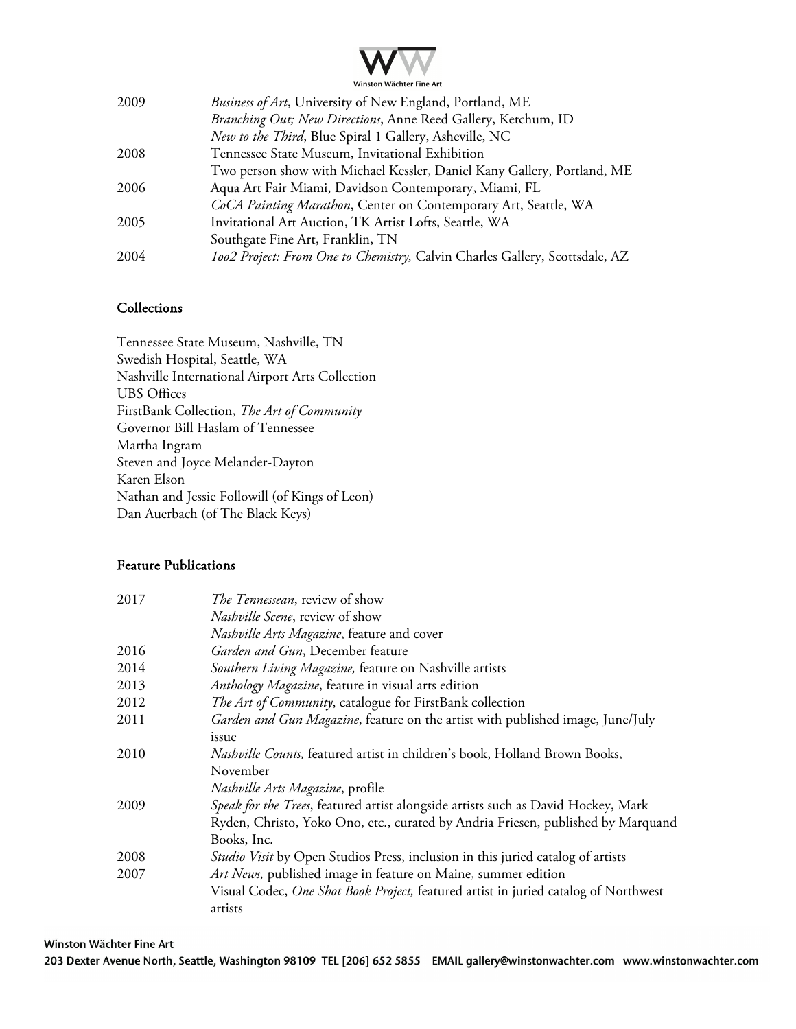| | |
|---|---|
| 2009 | *Business of Art*, University of New England, Portland, ME |
| | *Branching Out; New Directions*, Anne Reed Gallery, Ketchum, ID |
| | *New to the Third*, Blue Spiral 1 Gallery, Asheville, NC |
| 2008 | Tennessee State Museum, Invitational Exhibition |
| | Two person show with Michael Kessler, Daniel Kany Gallery, Portland, ME |
| 2006 | Aqua Art Fair Miami, Davidson Contemporary, Miami, FL |
| | *CoCA Painting Marathon*, Center on Contemporary Art, Seattle, WA |
| 2005 | Invitational Art Auction, TK Artist Lofts, Seattle, WA |
| | Southgate Fine Art, Franklin, TN |
| 2004 | *1oo2 Project: From One to Chemistry,* Calvin Charles Gallery, Scottsdale, AZ |

## Collections

Tennessee State Museum, Nashville, TN
Swedish Hospital, Seattle, WA
Nashville International Airport Arts Collection
UBS Offices
FirstBank Collection, *The Art of Community*
Governor Bill Haslam of Tennessee
Martha Ingram
Steven and Joyce Melander-Dayton
Karen Elson
Nathan and Jessie Followill (of Kings of Leon)
Dan Auerbach (of The Black Keys)

## Feature Publications

| | |
|---|---|
| 2017 | *The Tennessean*, review of show |
| | *Nashville Scene*, review of show |
| | *Nashville Arts Magazine*, feature and cover |
| 2016 | *Garden and Gun*, December feature |
| 2014 | *Southern Living Magazine,* feature on Nashville artists |
| 2013 | *Anthology Magazine*, feature in visual arts edition |
| 2012 | *The Art of Community*, catalogue for FirstBank collection |
| 2011 | *Garden and Gun Magazine*, feature on the artist with published image, June/July issue |
| 2010 | *Nashville Counts,* featured artist in children's book, Holland Brown Books, November |
| | *Nashville Arts Magazine*, profile |
| 2009 | *Speak for the Trees*, featured artist alongside artists such as David Hockey, Mark Ryden, Christo, Yoko Ono, etc., curated by Andria Friesen, published by Marquand Books, Inc. |
| 2008 | *Studio Visit* by Open Studios Press, inclusion in this juried catalog of artists |
| 2007 | *Art News,* published image in feature on Maine, summer edition |
| | Visual Codec, *One Shot Book Project,* featured artist in juried catalog of Northwest artists |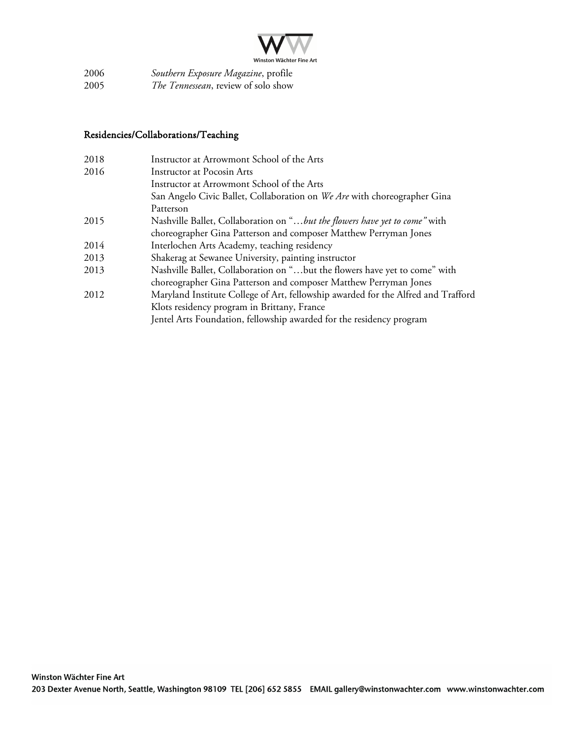| | |
|---|---|
| 2006 | *Southern Exposure Magazine*, profile |
| 2005 | *The Tennessean*, review of solo show |

## Residencies/Collaborations/Teaching

| | |
|---|---|
| 2018 | Instructor at Arrowmont School of the Arts |
| 2016 | Instructor at Pocosin Arts |
| | Instructor at Arrowmont School of the Arts |
| | San Angelo Civic Ballet, Collaboration on *We Are* with choreographer Gina Patterson |
| 2015 | Nashville Ballet, Collaboration on "…*but the flowers have yet to come"* with choreographer Gina Patterson and composer Matthew Perryman Jones |
| 2014 | Interlochen Arts Academy, teaching residency |
| 2013 | Shakerag at Sewanee University, painting instructor |
| 2013 | Nashville Ballet, Collaboration on "…but the flowers have yet to come" with choreographer Gina Patterson and composer Matthew Perryman Jones |
| 2012 | Maryland Institute College of Art, fellowship awarded for the Alfred and Trafford Klots residency program in Brittany, France |
| | Jentel Arts Foundation, fellowship awarded for the residency program |